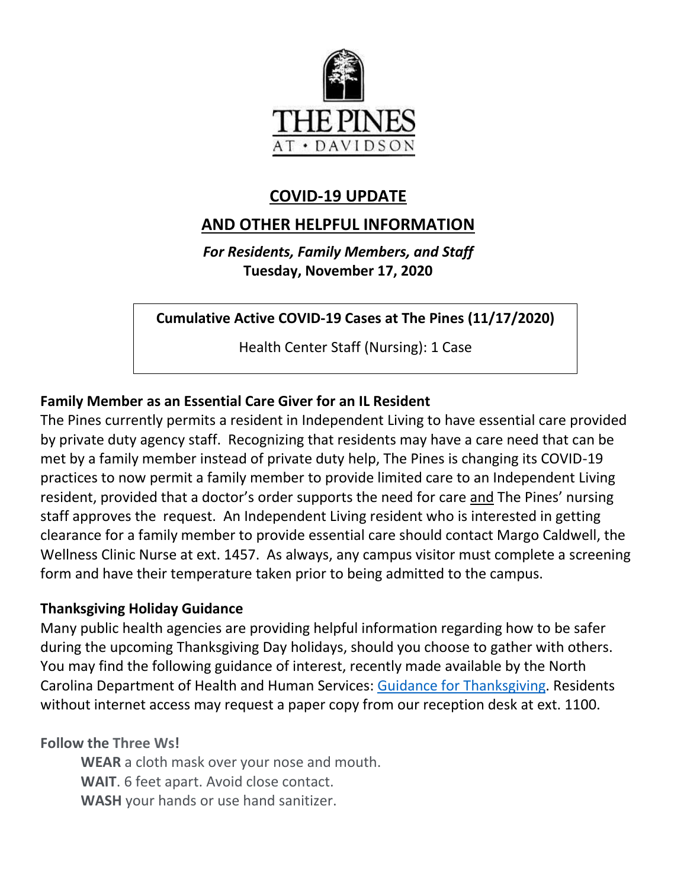THE PINES

AT • DAVIDSON

# COVID-19 UPDATE

# AND OTHER HELPFUL INFORMATION

***For Residents, Family Members, and Staff***

**Tuesday, November 17, 2020**

**Cumulative Active COVID-19 Cases at The Pines (11/17/2020)**

Health Center Staff (Nursing): 1 Case

### Family Member as an Essential Care Giver for an IL Resident

The Pines currently permits a resident in Independent Living to have essential care provided by private duty agency staff. Recognizing that residents may have a care need that can be met by a family member instead of private duty help, The Pines is changing its COVID-19 practices to now permit a family member to provide limited care to an Independent Living resident, provided that a doctor's order supports the need for care and The Pines' nursing staff approves the request. An Independent Living resident who is interested in getting clearance for a family member to provide essential care should contact Margo Caldwell, the Wellness Clinic Nurse at ext. 1457. As always, any campus visitor must complete a screening form and have their temperature taken prior to being admitted to the campus.

### Thanksgiving Holiday Guidance

Many public health agencies are providing helpful information regarding how to be safer during the upcoming Thanksgiving Day holidays, should you choose to gather with others. You may find the following guidance of interest, recently made available by the North Carolina Department of Health and Human Services: Guidance for Thanksgiving. Residents without internet access may request a paper copy from our reception desk at ext. 1100.

**Follow the Three Ws!**

**WEAR** a cloth mask over your nose and mouth.
**WAIT**. 6 feet apart. Avoid close contact.
**WASH** your hands or use hand sanitizer.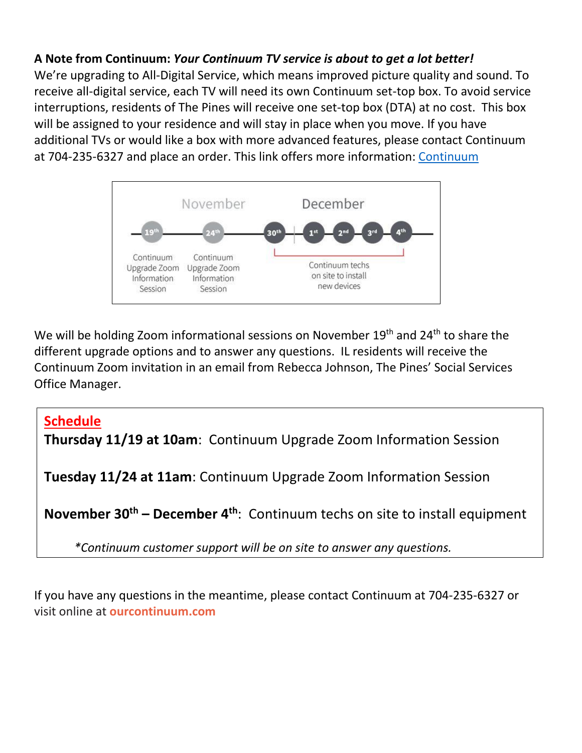**A Note from Continuum:** ***Your Continuum TV service is about to get a lot better!***
We're upgrading to All-Digital Service, which means improved picture quality and sound. To receive all-digital service, each TV will need its own Continuum set-top box. To avoid service interruptions, residents of The Pines will receive one set-top box (DTA) at no cost. This box will be assigned to your residence and will stay in place when you move. If you have additional TVs or would like a box with more advanced features, please contact Continuum at 704-235-6327 and place an order. This link offers more information: [Continuum]

November | December

- 19th — Continuum Upgrade Zoom Information Session
- 24th — Continuum Upgrade Zoom Information Session
- 30th, 1st, 2nd, 3rd, 4th — Continuum techs on site to install new devices

We will be holding Zoom informational sessions on November 19th and 24th to share the different upgrade options and to answer any questions. IL residents will receive the Continuum Zoom invitation in an email from Rebecca Johnson, The Pines' Social Services Office Manager.

**Schedule**

**Thursday 11/19 at 10am**: Continuum Upgrade Zoom Information Session

**Tuesday 11/24 at 11am**: Continuum Upgrade Zoom Information Session

**November 30th – December 4th**: Continuum techs on site to install equipment

*\*Continuum customer support will be on site to answer any questions.*

If you have any questions in the meantime, please contact Continuum at 704-235-6327 or visit online at **ourcontinuum.com**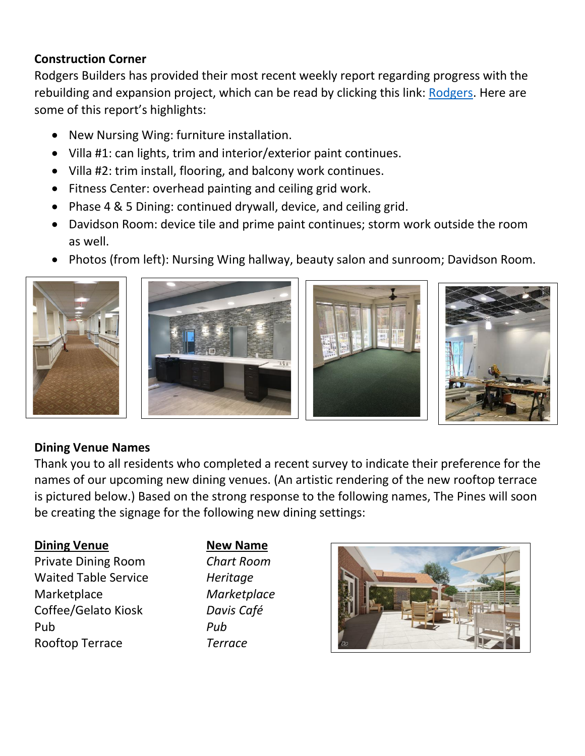**Construction Corner**

Rodgers Builders has provided their most recent weekly report regarding progress with the rebuilding and expansion project, which can be read by clicking this link: [Rodgers](). Here are some of this report's highlights:

- New Nursing Wing: furniture installation.
- Villa #1: can lights, trim and interior/exterior paint continues.
- Villa #2: trim install, flooring, and balcony work continues.
- Fitness Center: overhead painting and ceiling grid work.
- Phase 4 & 5 Dining: continued drywall, device, and ceiling grid.
- Davidson Room: device tile and prime paint continues; storm work outside the room as well.
- Photos (from left): Nursing Wing hallway, beauty salon and sunroom; Davidson Room.

**Dining Venue Names**

Thank you to all residents who completed a recent survey to indicate their preference for the names of our upcoming new dining venues. (An artistic rendering of the new rooftop terrace is pictured below.) Based on the strong response to the following names, The Pines will soon be creating the signage for the following new dining settings:

| Dining Venue | New Name |
|---|---|
| Private Dining Room | *Chart Room* |
| Waited Table Service | *Heritage* |
| Marketplace | *Marketplace* |
| Coffee/Gelato Kiosk | *Davis Café* |
| Pub | *Pub* |
| Rooftop Terrace | *Terrace* |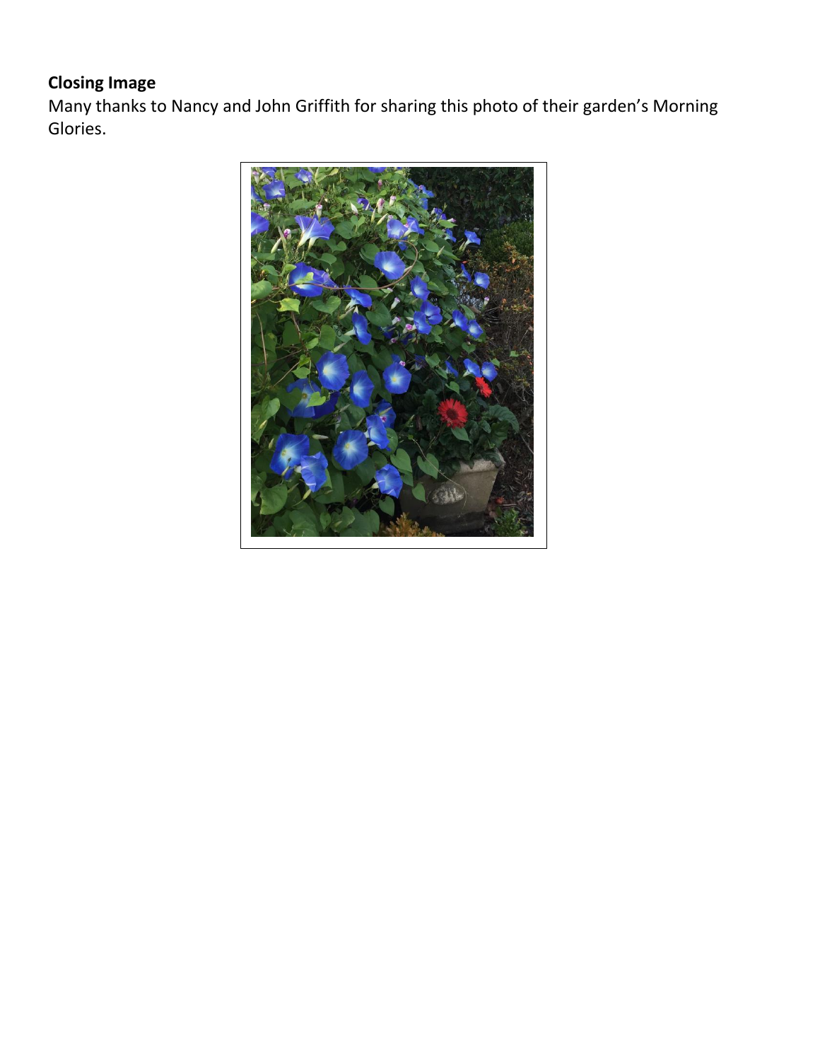**Closing Image**

Many thanks to Nancy and John Griffith for sharing this photo of their garden's Morning Glories.